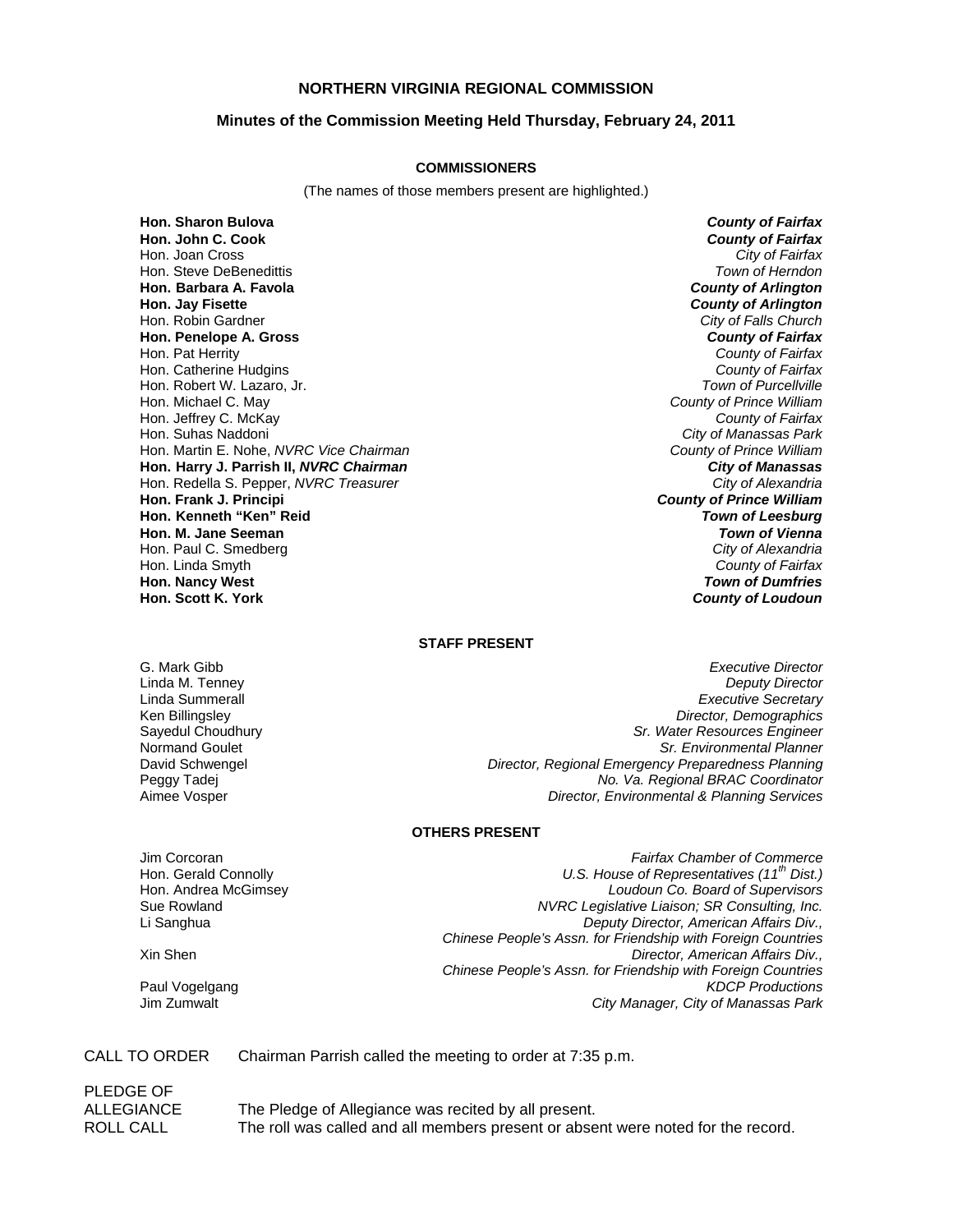# NORTHERN VIRGINIA REGIONAL COMMISSION

## Minutes of the Commission Meeting Held Thursday, February 24, 2011

### COMMISSIONERS

(The names of those members present are highlighted.)

| | |
|---|---|
| **Hon. Sharon Bulova** | ***County of Fairfax*** |
| **Hon. John C. Cook** | ***County of Fairfax*** |
| Hon. Joan Cross | *City of Fairfax* |
| Hon. Steve DeBenedittis | *Town of Herndon* |
| **Hon. Barbara A. Favola** | ***County of Arlington*** |
| **Hon. Jay Fisette** | ***County of Arlington*** |
| Hon. Robin Gardner | *City of Falls Church* |
| **Hon. Penelope A. Gross** | ***County of Fairfax*** |
| Hon. Pat Herrity | *County of Fairfax* |
| Hon. Catherine Hudgins | *County of Fairfax* |
| Hon. Robert W. Lazaro, Jr. | *Town of Purcellville* |
| Hon. Michael C. May | *County of Prince William* |
| Hon. Jeffrey C. McKay | *County of Fairfax* |
| Hon. Suhas Naddoni | *City of Manassas Park* |
| Hon. Martin E. Nohe, *NVRC Vice Chairman* | *County of Prince William* |
| **Hon. Harry J. Parrish II, *NVRC Chairman*** | ***City of Manassas*** |
| Hon. Redella S. Pepper, *NVRC Treasurer* | *City of Alexandria* |
| **Hon. Frank J. Principi** | ***County of Prince William*** |
| **Hon. Kenneth "Ken" Reid** | ***Town of Leesburg*** |
| **Hon. M. Jane Seeman** | ***Town of Vienna*** |
| Hon. Paul C. Smedberg | *City of Alexandria* |
| Hon. Linda Smyth | *County of Fairfax* |
| **Hon. Nancy West** | ***Town of Dumfries*** |
| **Hon. Scott K. York** | ***County of Loudoun*** |

### STAFF PRESENT

| | |
|---|---|
| G. Mark Gibb | *Executive Director* |
| Linda M. Tenney | *Deputy Director* |
| Linda Summerall | *Executive Secretary* |
| Ken Billingsley | *Director, Demographics* |
| Sayedul Choudhury | *Sr. Water Resources Engineer* |
| Normand Goulet | *Sr. Environmental Planner* |
| David Schwengel | *Director, Regional Emergency Preparedness Planning* |
| Peggy Tadej | *No. Va. Regional BRAC Coordinator* |
| Aimee Vosper | *Director, Environmental & Planning Services* |

### OTHERS PRESENT

| | |
|---|---|
| Jim Corcoran | *Fairfax Chamber of Commerce* |
| Hon. Gerald Connolly | *U.S. House of Representatives (11th Dist.)* |
| Hon. Andrea McGimsey | *Loudoun Co. Board of Supervisors* |
| Sue Rowland | *NVRC Legislative Liaison; SR Consulting, Inc.* |
| Li Sanghua | *Deputy Director, American Affairs Div., Chinese People's Assn. for Friendship with Foreign Countries* |
| Xin Shen | *Director, American Affairs Div., Chinese People's Assn. for Friendship with Foreign Countries* |
| Paul Vogelgang | *KDCP Productions* |
| Jim Zumwalt | *City Manager, City of Manassas Park* |

CALL TO ORDER — Chairman Parrish called the meeting to order at 7:35 p.m.

PLEDGE OF ALLEGIANCE — The Pledge of Allegiance was recited by all present.

ROLL CALL — The roll was called and all members present or absent were noted for the record.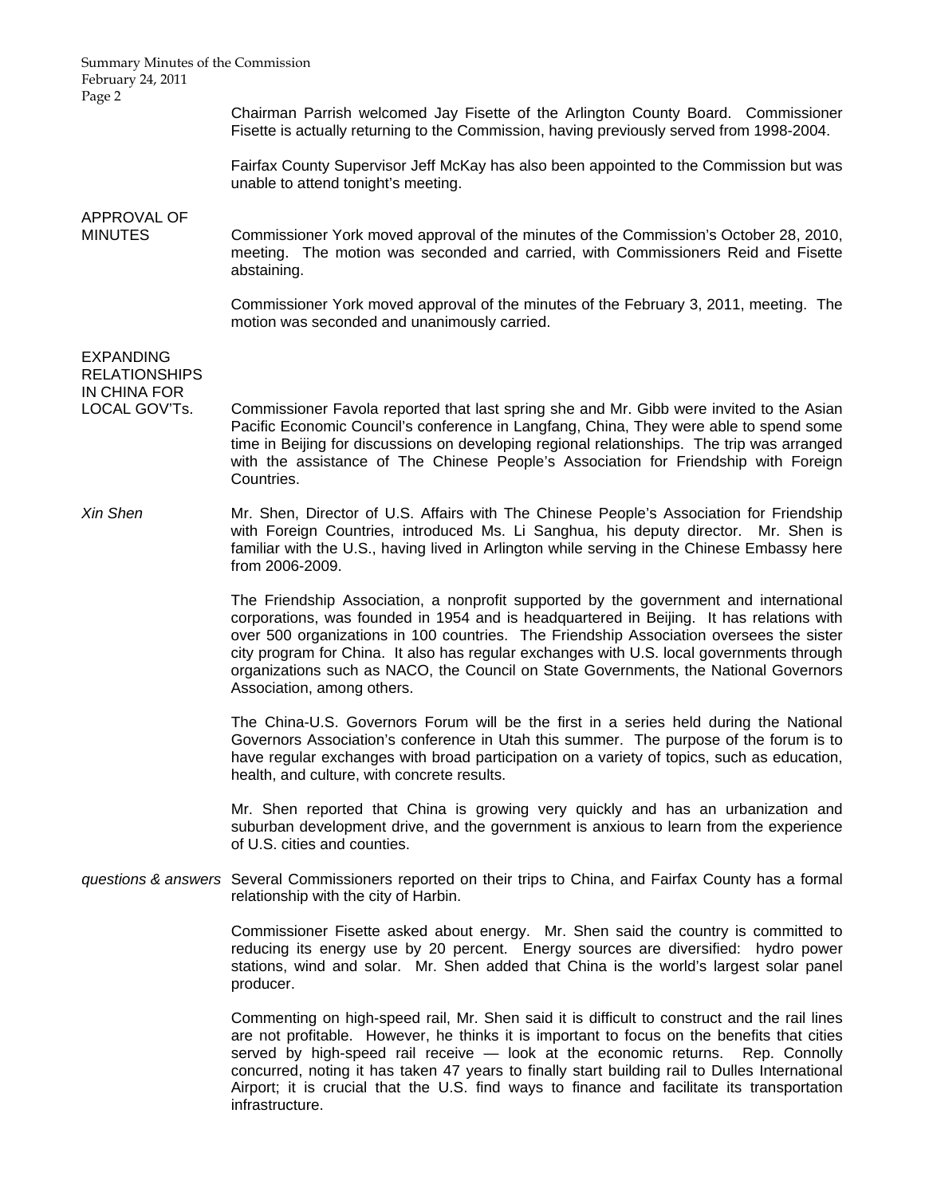Chairman Parrish welcomed Jay Fisette of the Arlington County Board. Commissioner Fisette is actually returning to the Commission, having previously served from 1998-2004.

Fairfax County Supervisor Jeff McKay has also been appointed to the Commission but was unable to attend tonight's meeting.

**APPROVAL OF MINUTES**

Commissioner York moved approval of the minutes of the Commission's October 28, 2010, meeting. The motion was seconded and carried, with Commissioners Reid and Fisette abstaining.

Commissioner York moved approval of the minutes of the February 3, 2011, meeting. The motion was seconded and unanimously carried.

**EXPANDING RELATIONSHIPS IN CHINA FOR LOCAL GOV'Ts.**

Commissioner Favola reported that last spring she and Mr. Gibb were invited to the Asian Pacific Economic Council's conference in Langfang, China, They were able to spend some time in Beijing for discussions on developing regional relationships. The trip was arranged with the assistance of The Chinese People's Association for Friendship with Foreign Countries.

*Xin Shen*

Mr. Shen, Director of U.S. Affairs with The Chinese People's Association for Friendship with Foreign Countries, introduced Ms. Li Sanghua, his deputy director. Mr. Shen is familiar with the U.S., having lived in Arlington while serving in the Chinese Embassy here from 2006-2009.

The Friendship Association, a nonprofit supported by the government and international corporations, was founded in 1954 and is headquartered in Beijing. It has relations with over 500 organizations in 100 countries. The Friendship Association oversees the sister city program for China. It also has regular exchanges with U.S. local governments through organizations such as NACO, the Council on State Governments, the National Governors Association, among others.

The China-U.S. Governors Forum will be the first in a series held during the National Governors Association's conference in Utah this summer. The purpose of the forum is to have regular exchanges with broad participation on a variety of topics, such as education, health, and culture, with concrete results.

Mr. Shen reported that China is growing very quickly and has an urbanization and suburban development drive, and the government is anxious to learn from the experience of U.S. cities and counties.

*questions & answers*

Several Commissioners reported on their trips to China, and Fairfax County has a formal relationship with the city of Harbin.

Commissioner Fisette asked about energy. Mr. Shen said the country is committed to reducing its energy use by 20 percent. Energy sources are diversified: hydro power stations, wind and solar. Mr. Shen added that China is the world's largest solar panel producer.

Commenting on high-speed rail, Mr. Shen said it is difficult to construct and the rail lines are not profitable. However, he thinks it is important to focus on the benefits that cities served by high-speed rail receive — look at the economic returns. Rep. Connolly concurred, noting it has taken 47 years to finally start building rail to Dulles International Airport; it is crucial that the U.S. find ways to finance and facilitate its transportation infrastructure.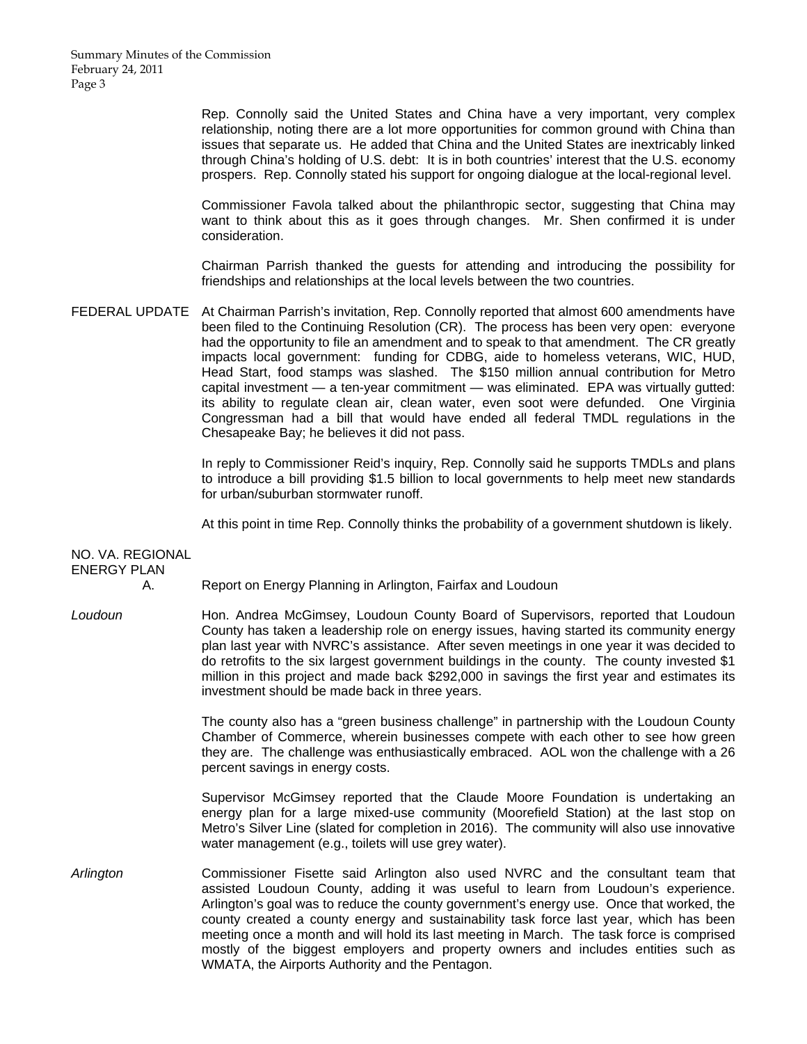Rep. Connolly said the United States and China have a very important, very complex relationship, noting there are a lot more opportunities for common ground with China than issues that separate us. He added that China and the United States are inextricably linked through China's holding of U.S. debt: It is in both countries' interest that the U.S. economy prospers. Rep. Connolly stated his support for ongoing dialogue at the local-regional level.

Commissioner Favola talked about the philanthropic sector, suggesting that China may want to think about this as it goes through changes. Mr. Shen confirmed it is under consideration.

Chairman Parrish thanked the guests for attending and introducing the possibility for friendships and relationships at the local levels between the two countries.

**FEDERAL UPDATE**

At Chairman Parrish's invitation, Rep. Connolly reported that almost 600 amendments have been filed to the Continuing Resolution (CR). The process has been very open: everyone had the opportunity to file an amendment and to speak to that amendment. The CR greatly impacts local government: funding for CDBG, aide to homeless veterans, WIC, HUD, Head Start, food stamps was slashed. The $150 million annual contribution for Metro capital investment — a ten-year commitment — was eliminated. EPA was virtually gutted: its ability to regulate clean air, clean water, even soot were defunded. One Virginia Congressman had a bill that would have ended all federal TMDL regulations in the Chesapeake Bay; he believes it did not pass.

In reply to Commissioner Reid's inquiry, Rep. Connolly said he supports TMDLs and plans to introduce a bill providing $1.5 billion to local governments to help meet new standards for urban/suburban stormwater runoff.

At this point in time Rep. Connolly thinks the probability of a government shutdown is likely.

**NO. VA. REGIONAL ENERGY PLAN**

A. Report on Energy Planning in Arlington, Fairfax and Loudoun

*Loudoun*

Hon. Andrea McGimsey, Loudoun County Board of Supervisors, reported that Loudoun County has taken a leadership role on energy issues, having started its community energy plan last year with NVRC's assistance. After seven meetings in one year it was decided to do retrofits to the six largest government buildings in the county. The county invested $1 million in this project and made back $292,000 in savings the first year and estimates its investment should be made back in three years.

The county also has a "green business challenge" in partnership with the Loudoun County Chamber of Commerce, wherein businesses compete with each other to see how green they are. The challenge was enthusiastically embraced. AOL won the challenge with a 26 percent savings in energy costs.

Supervisor McGimsey reported that the Claude Moore Foundation is undertaking an energy plan for a large mixed-use community (Moorefield Station) at the last stop on Metro's Silver Line (slated for completion in 2016). The community will also use innovative water management (e.g., toilets will use grey water).

*Arlington*

Commissioner Fisette said Arlington also used NVRC and the consultant team that assisted Loudoun County, adding it was useful to learn from Loudoun's experience. Arlington's goal was to reduce the county government's energy use. Once that worked, the county created a county energy and sustainability task force last year, which has been meeting once a month and will hold its last meeting in March. The task force is comprised mostly of the biggest employers and property owners and includes entities such as WMATA, the Airports Authority and the Pentagon.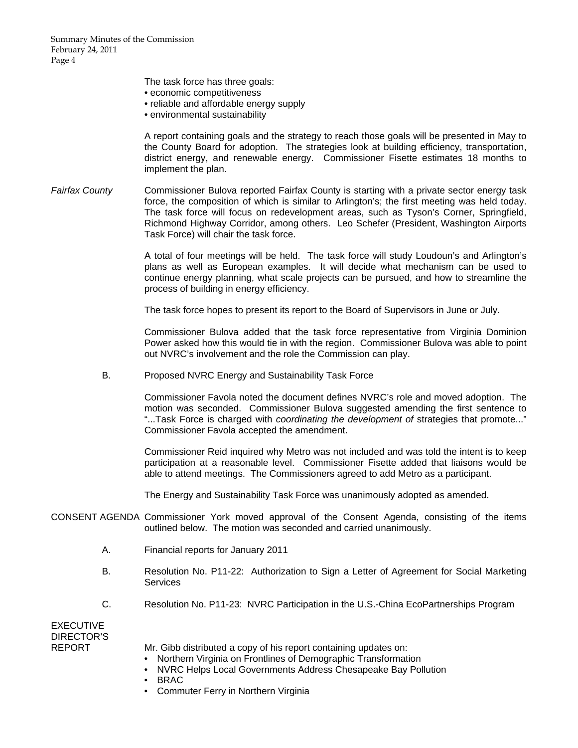The task force has three goals:

- economic competitiveness
- reliable and affordable energy supply
- environmental sustainability

A report containing goals and the strategy to reach those goals will be presented in May to the County Board for adoption. The strategies look at building efficiency, transportation, district energy, and renewable energy. Commissioner Fisette estimates 18 months to implement the plan.

*Fairfax County* Commissioner Bulova reported Fairfax County is starting with a private sector energy task force, the composition of which is similar to Arlington's; the first meeting was held today. The task force will focus on redevelopment areas, such as Tyson's Corner, Springfield, Richmond Highway Corridor, among others. Leo Schefer (President, Washington Airports Task Force) will chair the task force.

A total of four meetings will be held. The task force will study Loudoun's and Arlington's plans as well as European examples. It will decide what mechanism can be used to continue energy planning, what scale projects can be pursued, and how to streamline the process of building in energy efficiency.

The task force hopes to present its report to the Board of Supervisors in June or July.

Commissioner Bulova added that the task force representative from Virginia Dominion Power asked how this would tie in with the region. Commissioner Bulova was able to point out NVRC's involvement and the role the Commission can play.

B. Proposed NVRC Energy and Sustainability Task Force

Commissioner Favola noted the document defines NVRC's role and moved adoption. The motion was seconded. Commissioner Bulova suggested amending the first sentence to "...Task Force is charged with *coordinating the development of* strategies that promote..." Commissioner Favola accepted the amendment.

Commissioner Reid inquired why Metro was not included and was told the intent is to keep participation at a reasonable level. Commissioner Fisette added that liaisons would be able to attend meetings. The Commissioners agreed to add Metro as a participant.

The Energy and Sustainability Task Force was unanimously adopted as amended.

CONSENT AGENDA Commissioner York moved approval of the Consent Agenda, consisting of the items outlined below. The motion was seconded and carried unanimously.

A. Financial reports for January 2011

B. Resolution No. P11-22: Authorization to Sign a Letter of Agreement for Social Marketing Services

C. Resolution No. P11-23: NVRC Participation in the U.S.-China EcoPartnerships Program

EXECUTIVE DIRECTOR'S REPORT

Mr. Gibb distributed a copy of his report containing updates on:

- Northern Virginia on Frontlines of Demographic Transformation
- NVRC Helps Local Governments Address Chesapeake Bay Pollution
- BRAC
- Commuter Ferry in Northern Virginia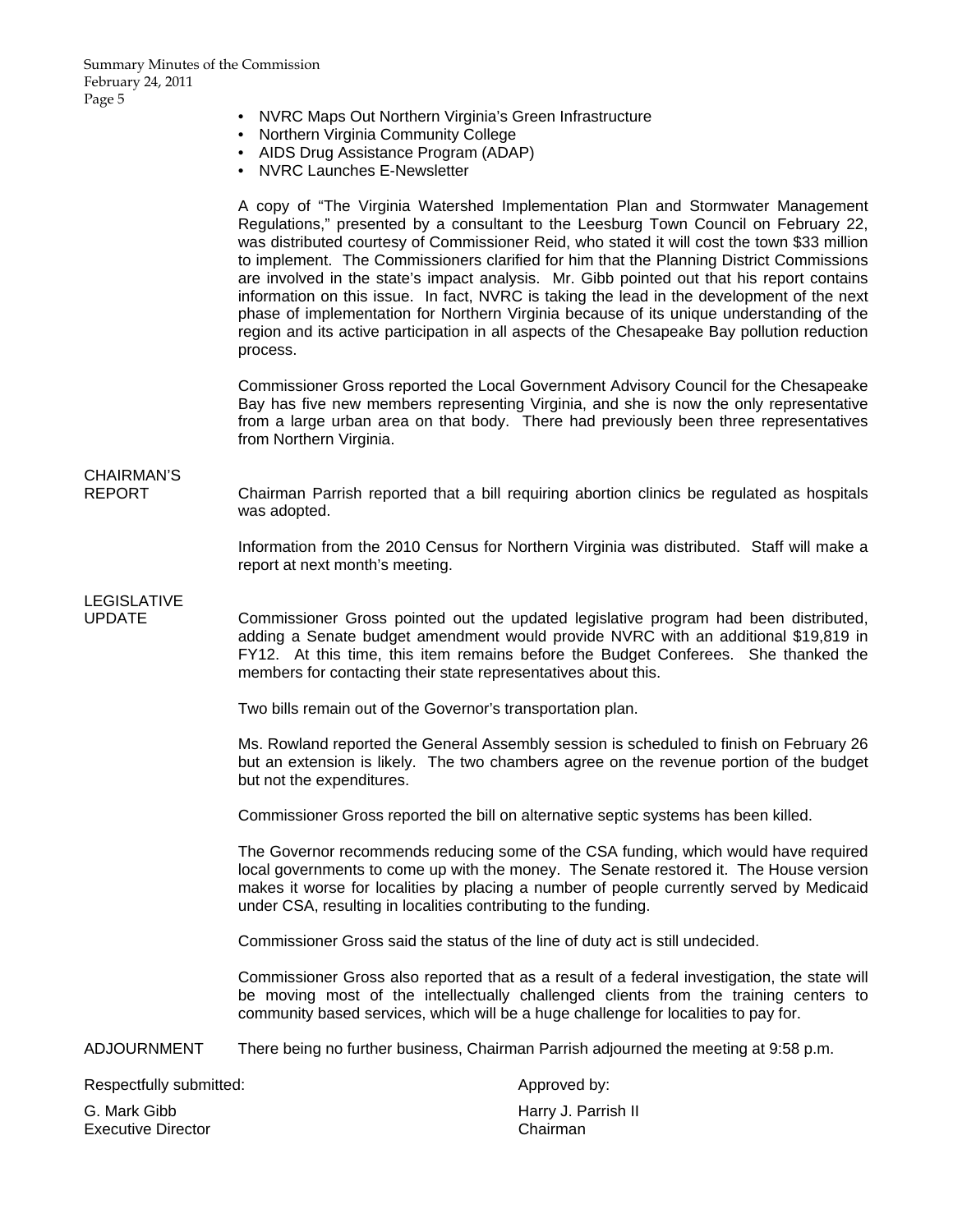- NVRC Maps Out Northern Virginia's Green Infrastructure
- Northern Virginia Community College
- AIDS Drug Assistance Program (ADAP)
- NVRC Launches E-Newsletter

A copy of "The Virginia Watershed Implementation Plan and Stormwater Management Regulations," presented by a consultant to the Leesburg Town Council on February 22, was distributed courtesy of Commissioner Reid, who stated it will cost the town $33 million to implement. The Commissioners clarified for him that the Planning District Commissions are involved in the state's impact analysis. Mr. Gibb pointed out that his report contains information on this issue. In fact, NVRC is taking the lead in the development of the next phase of implementation for Northern Virginia because of its unique understanding of the region and its active participation in all aspects of the Chesapeake Bay pollution reduction process.

Commissioner Gross reported the Local Government Advisory Council for the Chesapeake Bay has five new members representing Virginia, and she is now the only representative from a large urban area on that body. There had previously been three representatives from Northern Virginia.

**CHAIRMAN'S REPORT**

Chairman Parrish reported that a bill requiring abortion clinics be regulated as hospitals was adopted.

Information from the 2010 Census for Northern Virginia was distributed. Staff will make a report at next month's meeting.

**LEGISLATIVE UPDATE**

Commissioner Gross pointed out the updated legislative program had been distributed, adding a Senate budget amendment would provide NVRC with an additional $19,819 in FY12. At this time, this item remains before the Budget Conferees. She thanked the members for contacting their state representatives about this.

Two bills remain out of the Governor's transportation plan.

Ms. Rowland reported the General Assembly session is scheduled to finish on February 26 but an extension is likely. The two chambers agree on the revenue portion of the budget but not the expenditures.

Commissioner Gross reported the bill on alternative septic systems has been killed.

The Governor recommends reducing some of the CSA funding, which would have required local governments to come up with the money. The Senate restored it. The House version makes it worse for localities by placing a number of people currently served by Medicaid under CSA, resulting in localities contributing to the funding.

Commissioner Gross said the status of the line of duty act is still undecided.

Commissioner Gross also reported that as a result of a federal investigation, the state will be moving most of the intellectually challenged clients from the training centers to community based services, which will be a huge challenge for localities to pay for.

**ADJOURNMENT**

There being no further business, Chairman Parrish adjourned the meeting at 9:58 p.m.

Respectfully submitted:

G. Mark Gibb
Executive Director

Approved by:

Harry J. Parrish II
Chairman